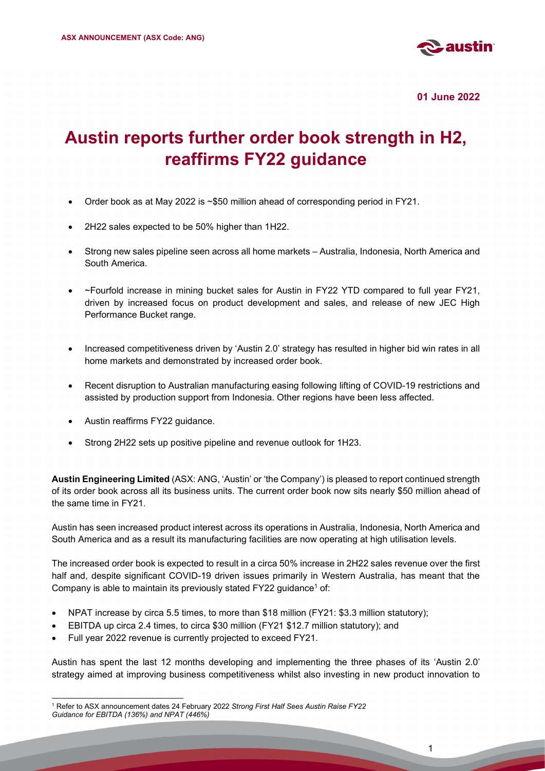**ASX ANNOUNCEMENT (ASX Code: ANG)**

**01 June 2022**

# Austin reports further order book strength in H2, reaffirms FY22 guidance

- Order book as at May 2022 is ~$50 million ahead of corresponding period in FY21.
- 2H22 sales expected to be 50% higher than 1H22.
- Strong new sales pipeline seen across all home markets – Australia, Indonesia, North America and South America.
- ~Fourfold increase in mining bucket sales for Austin in FY22 YTD compared to full year FY21, driven by increased focus on product development and sales, and release of new JEC High Performance Bucket range.
- Increased competitiveness driven by 'Austin 2.0' strategy has resulted in higher bid win rates in all home markets and demonstrated by increased order book.
- Recent disruption to Australian manufacturing easing following lifting of COVID-19 restrictions and assisted by production support from Indonesia. Other regions have been less affected.
- Austin reaffirms FY22 guidance.
- Strong 2H22 sets up positive pipeline and revenue outlook for 1H23.

**Austin Engineering Limited** (ASX: ANG, 'Austin' or 'the Company') is pleased to report continued strength of its order book across all its business units. The current order book now sits nearly $50 million ahead of the same time in FY21.

Austin has seen increased product interest across its operations in Australia, Indonesia, North America and South America and as a result its manufacturing facilities are now operating at high utilisation levels.

The increased order book is expected to result in a circa 50% increase in 2H22 sales revenue over the first half and, despite significant COVID-19 driven issues primarily in Western Australia, has meant that the Company is able to maintain its previously stated FY22 guidance[1] of:

- NPAT increase by circa 5.5 times, to more than $18 million (FY21: $3.3 million statutory);
- EBITDA up circa 2.4 times, to circa $30 million (FY21 $12.7 million statutory); and
- Full year 2022 revenue is currently projected to exceed FY21.

Austin has spent the last 12 months developing and implementing the three phases of its 'Austin 2.0' strategy aimed at improving business competitiveness whilst also investing in new product innovation to

[1] Refer to ASX announcement dates 24 February 2022 *Strong First Half Sees Austin Raise FY22 Guidance for EBITDA (136%) and NPAT (446%)*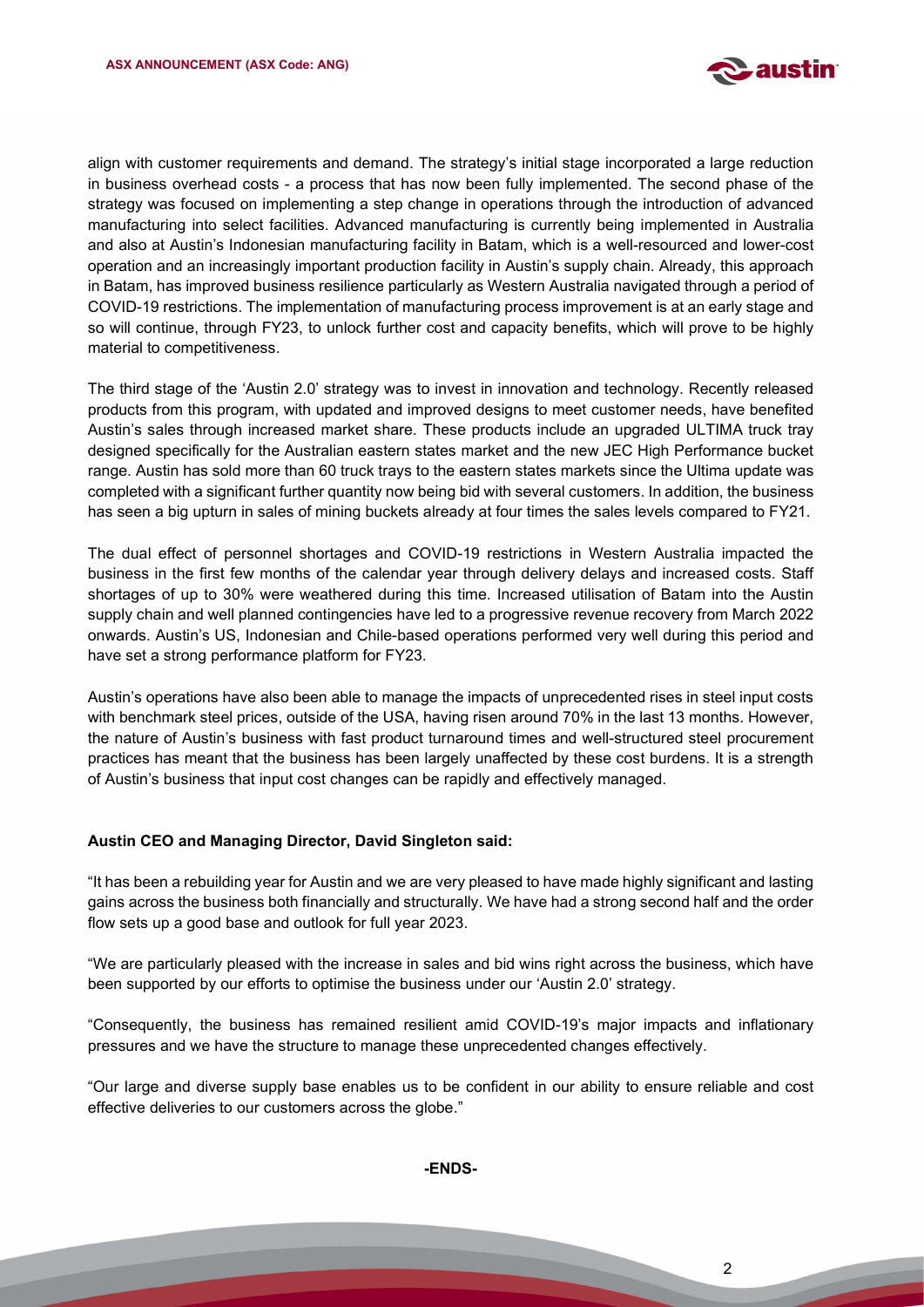align with customer requirements and demand. The strategy's initial stage incorporated a large reduction in business overhead costs - a process that has now been fully implemented. The second phase of the strategy was focused on implementing a step change in operations through the introduction of advanced manufacturing into select facilities. Advanced manufacturing is currently being implemented in Australia and also at Austin's Indonesian manufacturing facility in Batam, which is a well-resourced and lower-cost operation and an increasingly important production facility in Austin's supply chain. Already, this approach in Batam, has improved business resilience particularly as Western Australia navigated through a period of COVID-19 restrictions. The implementation of manufacturing process improvement is at an early stage and so will continue, through FY23, to unlock further cost and capacity benefits, which will prove to be highly material to competitiveness.

The third stage of the 'Austin 2.0' strategy was to invest in innovation and technology. Recently released products from this program, with updated and improved designs to meet customer needs, have benefited Austin's sales through increased market share. These products include an upgraded ULTIMA truck tray designed specifically for the Australian eastern states market and the new JEC High Performance bucket range. Austin has sold more than 60 truck trays to the eastern states markets since the Ultima update was completed with a significant further quantity now being bid with several customers. In addition, the business has seen a big upturn in sales of mining buckets already at four times the sales levels compared to FY21.

The dual effect of personnel shortages and COVID-19 restrictions in Western Australia impacted the business in the first few months of the calendar year through delivery delays and increased costs. Staff shortages of up to 30% were weathered during this time. Increased utilisation of Batam into the Austin supply chain and well planned contingencies have led to a progressive revenue recovery from March 2022 onwards. Austin's US, Indonesian and Chile-based operations performed very well during this period and have set a strong performance platform for FY23.

Austin's operations have also been able to manage the impacts of unprecedented rises in steel input costs with benchmark steel prices, outside of the USA, having risen around 70% in the last 13 months. However, the nature of Austin's business with fast product turnaround times and well-structured steel procurement practices has meant that the business has been largely unaffected by these cost burdens. It is a strength of Austin's business that input cost changes can be rapidly and effectively managed.

**Austin CEO and Managing Director, David Singleton said:**

"It has been a rebuilding year for Austin and we are very pleased to have made highly significant and lasting gains across the business both financially and structurally. We have had a strong second half and the order flow sets up a good base and outlook for full year 2023.

"We are particularly pleased with the increase in sales and bid wins right across the business, which have been supported by our efforts to optimise the business under our 'Austin 2.0' strategy.

"Consequently, the business has remained resilient amid COVID-19's major impacts and inflationary pressures and we have the structure to manage these unprecedented changes effectively.

"Our large and diverse supply base enables us to be confident in our ability to ensure reliable and cost effective deliveries to our customers across the globe."

**-ENDS-**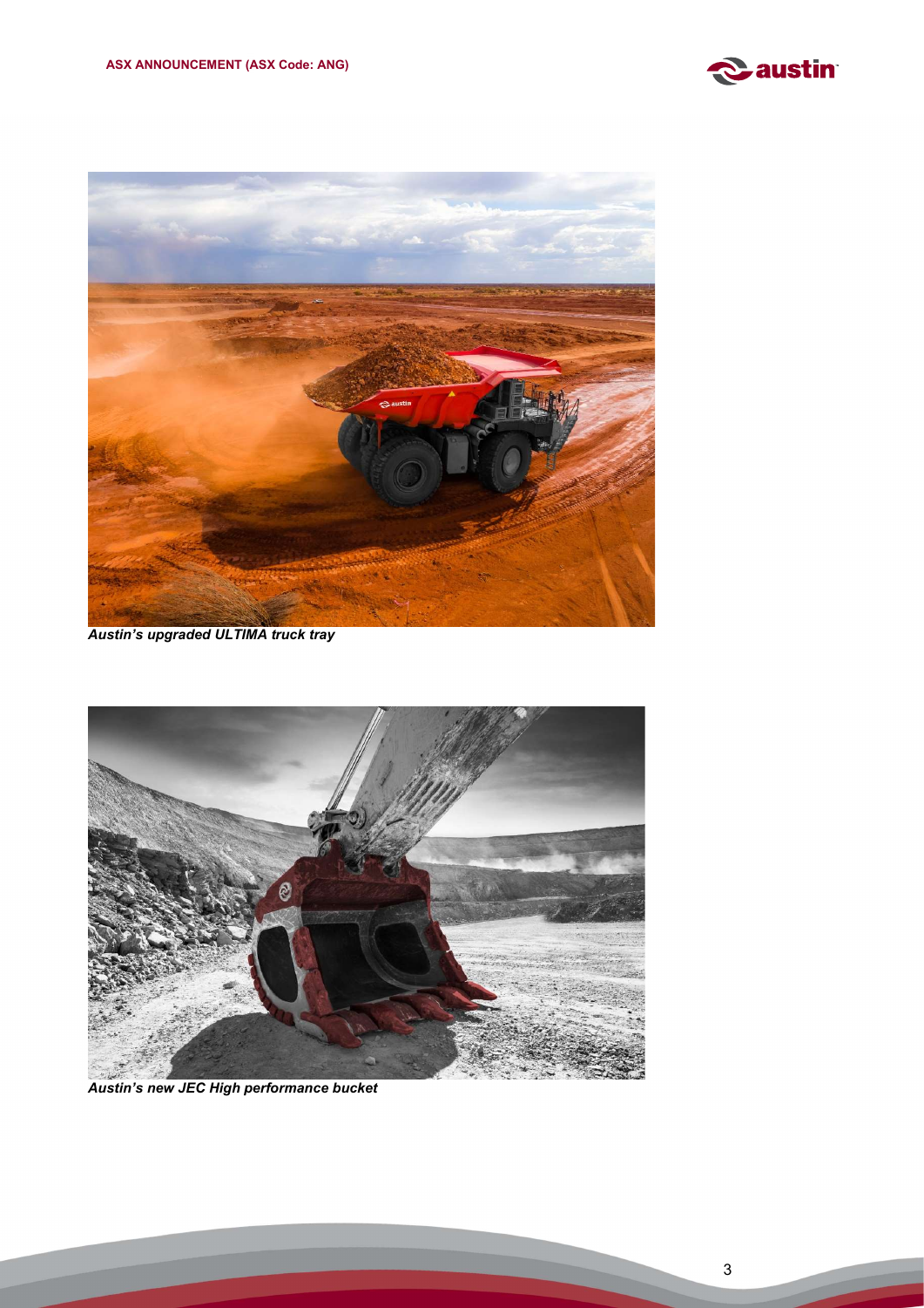Austin's upgraded ULTIMA truck tray

Austin's new JEC High performance bucket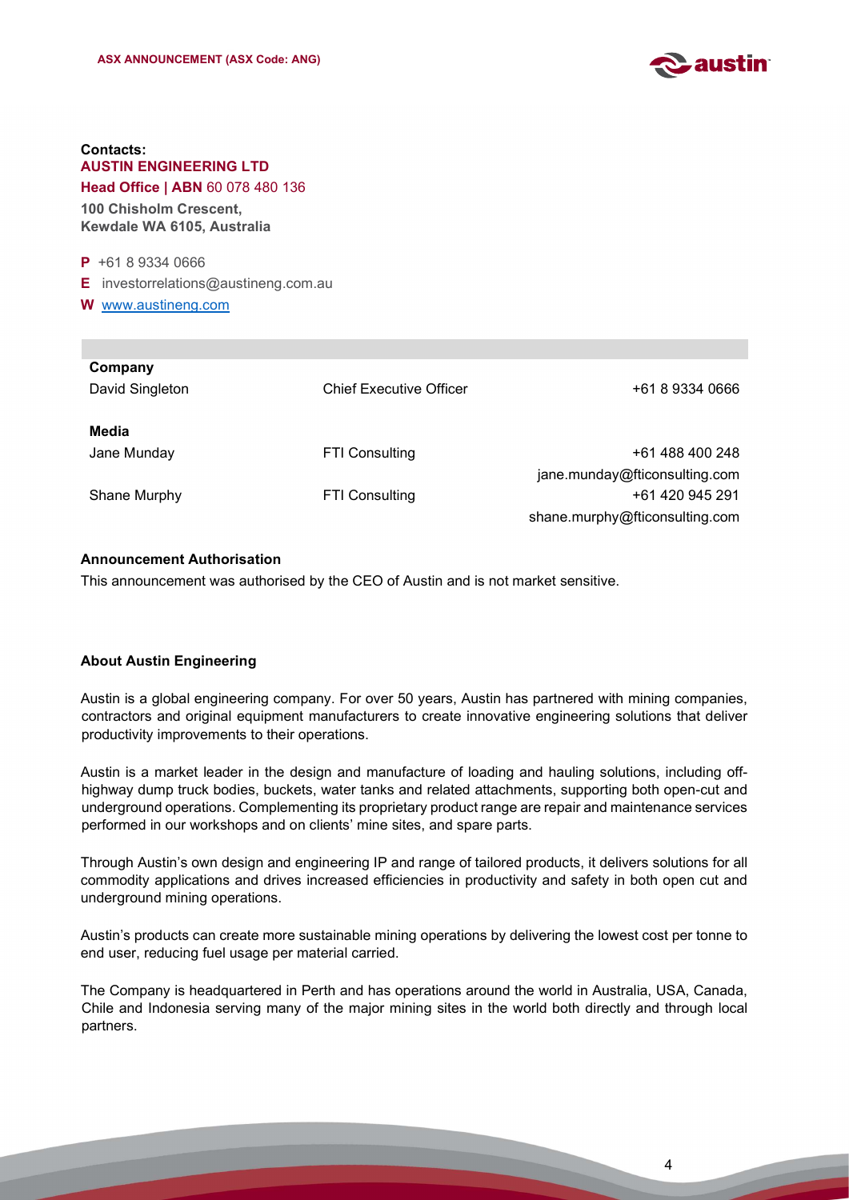**Contacts:**

**AUSTIN ENGINEERING LTD**

**Head Office | ABN** 60 078 480 136

**100 Chisholm Crescent,**
**Kewdale WA 6105, Australia**

**P** +61 8 9334 0666

**E** investorrelations@austineng.com.au

**W** www.austineng.com

| | | |
|---|---|---|
| **Company** | | |
| David Singleton | Chief Executive Officer | +61 8 9334 0666 |
| **Media** | | |
| Jane Munday | FTI Consulting | +61 488 400 248<br>jane.munday@fticonsulting.com |
| Shane Murphy | FTI Consulting | +61 420 945 291<br>shane.murphy@fticonsulting.com |

**Announcement Authorisation**

This announcement was authorised by the CEO of Austin and is not market sensitive.

**About Austin Engineering**

Austin is a global engineering company. For over 50 years, Austin has partnered with mining companies, contractors and original equipment manufacturers to create innovative engineering solutions that deliver productivity improvements to their operations.

Austin is a market leader in the design and manufacture of loading and hauling solutions, including off-highway dump truck bodies, buckets, water tanks and related attachments, supporting both open-cut and underground operations. Complementing its proprietary product range are repair and maintenance services performed in our workshops and on clients' mine sites, and spare parts.

Through Austin's own design and engineering IP and range of tailored products, it delivers solutions for all commodity applications and drives increased efficiencies in productivity and safety in both open cut and underground mining operations.

Austin's products can create more sustainable mining operations by delivering the lowest cost per tonne to end user, reducing fuel usage per material carried.

The Company is headquartered in Perth and has operations around the world in Australia, USA, Canada, Chile and Indonesia serving many of the major mining sites in the world both directly and through local partners.